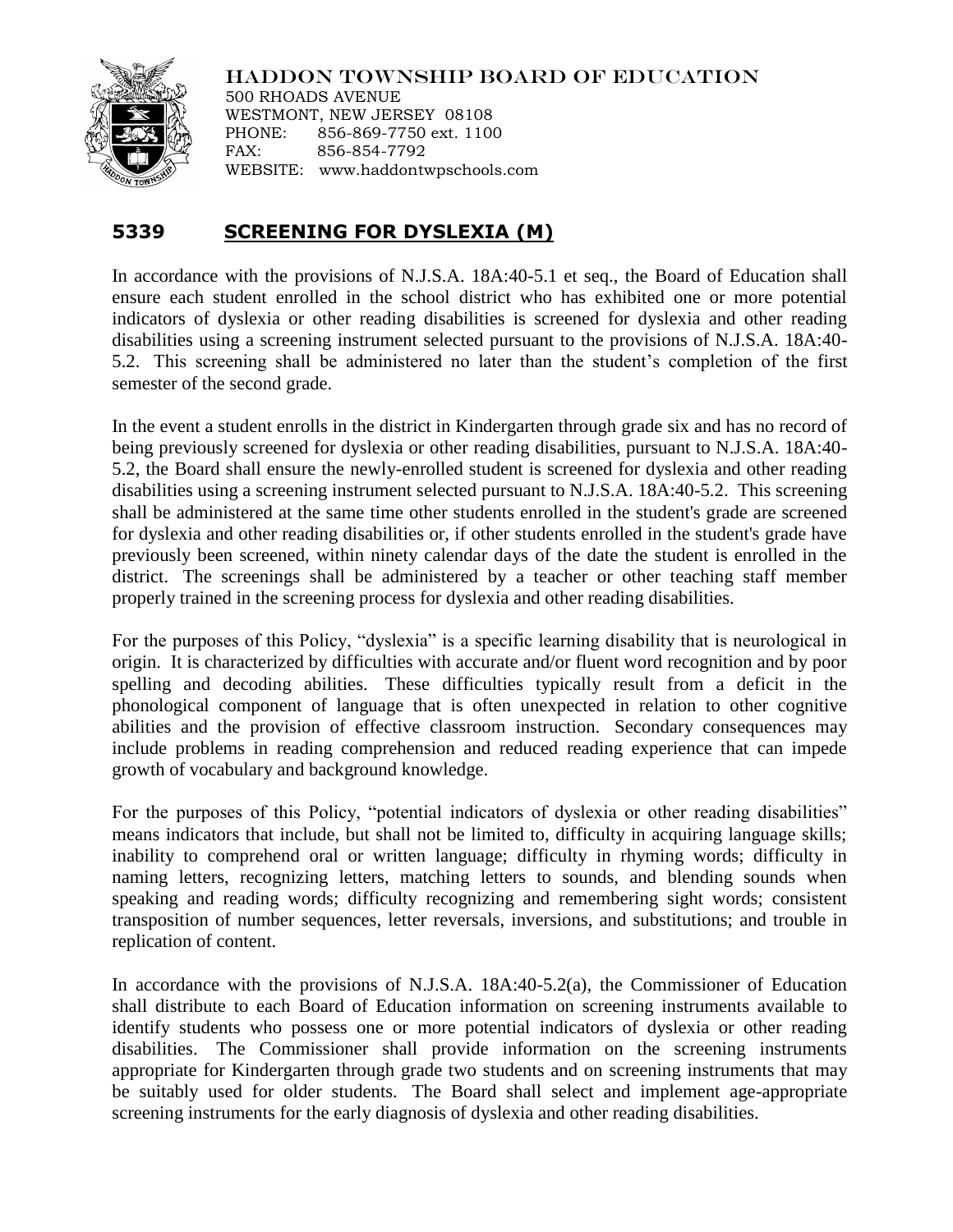HADDON TOWNSHIP BOARD OF EDUCATION
500 RHOADS AVENUE
WESTMONT, NEW JERSEY 08108
PHONE: 856-869-7750 ext. 1100
FAX: 856-854-7792
WEBSITE: www.haddontwpschools.com

## 5339 SCREENING FOR DYSLEXIA (M)

In accordance with the provisions of N.J.S.A. 18A:40-5.1 et seq., the Board of Education shall ensure each student enrolled in the school district who has exhibited one or more potential indicators of dyslexia or other reading disabilities is screened for dyslexia and other reading disabilities using a screening instrument selected pursuant to the provisions of N.J.S.A. 18A:40-5.2. This screening shall be administered no later than the student's completion of the first semester of the second grade.

In the event a student enrolls in the district in Kindergarten through grade six and has no record of being previously screened for dyslexia or other reading disabilities, pursuant to N.J.S.A. 18A:40-5.2, the Board shall ensure the newly-enrolled student is screened for dyslexia and other reading disabilities using a screening instrument selected pursuant to N.J.S.A. 18A:40-5.2. This screening shall be administered at the same time other students enrolled in the student's grade are screened for dyslexia and other reading disabilities or, if other students enrolled in the student's grade have previously been screened, within ninety calendar days of the date the student is enrolled in the district. The screenings shall be administered by a teacher or other teaching staff member properly trained in the screening process for dyslexia and other reading disabilities.

For the purposes of this Policy, "dyslexia" is a specific learning disability that is neurological in origin. It is characterized by difficulties with accurate and/or fluent word recognition and by poor spelling and decoding abilities. These difficulties typically result from a deficit in the phonological component of language that is often unexpected in relation to other cognitive abilities and the provision of effective classroom instruction. Secondary consequences may include problems in reading comprehension and reduced reading experience that can impede growth of vocabulary and background knowledge.

For the purposes of this Policy, "potential indicators of dyslexia or other reading disabilities" means indicators that include, but shall not be limited to, difficulty in acquiring language skills; inability to comprehend oral or written language; difficulty in rhyming words; difficulty in naming letters, recognizing letters, matching letters to sounds, and blending sounds when speaking and reading words; difficulty recognizing and remembering sight words; consistent transposition of number sequences, letter reversals, inversions, and substitutions; and trouble in replication of content.

In accordance with the provisions of N.J.S.A. 18A:40-5.2(a), the Commissioner of Education shall distribute to each Board of Education information on screening instruments available to identify students who possess one or more potential indicators of dyslexia or other reading disabilities. The Commissioner shall provide information on the screening instruments appropriate for Kindergarten through grade two students and on screening instruments that may be suitably used for older students. The Board shall select and implement age-appropriate screening instruments for the early diagnosis of dyslexia and other reading disabilities.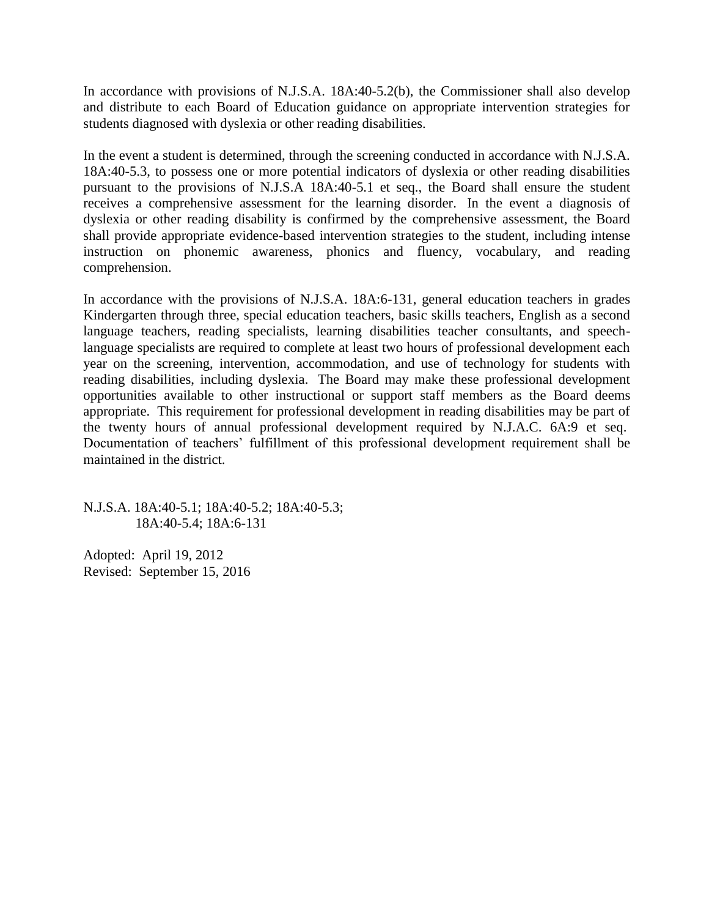In accordance with provisions of N.J.S.A. 18A:40-5.2(b), the Commissioner shall also develop and distribute to each Board of Education guidance on appropriate intervention strategies for students diagnosed with dyslexia or other reading disabilities.

In the event a student is determined, through the screening conducted in accordance with N.J.S.A. 18A:40-5.3, to possess one or more potential indicators of dyslexia or other reading disabilities pursuant to the provisions of N.J.S.A 18A:40-5.1 et seq., the Board shall ensure the student receives a comprehensive assessment for the learning disorder. In the event a diagnosis of dyslexia or other reading disability is confirmed by the comprehensive assessment, the Board shall provide appropriate evidence-based intervention strategies to the student, including intense instruction on phonemic awareness, phonics and fluency, vocabulary, and reading comprehension.

In accordance with the provisions of N.J.S.A. 18A:6-131, general education teachers in grades Kindergarten through three, special education teachers, basic skills teachers, English as a second language teachers, reading specialists, learning disabilities teacher consultants, and speech-language specialists are required to complete at least two hours of professional development each year on the screening, intervention, accommodation, and use of technology for students with reading disabilities, including dyslexia. The Board may make these professional development opportunities available to other instructional or support staff members as the Board deems appropriate. This requirement for professional development in reading disabilities may be part of the twenty hours of annual professional development required by N.J.A.C. 6A:9 et seq. Documentation of teachers' fulfillment of this professional development requirement shall be maintained in the district.

N.J.S.A. 18A:40-5.1; 18A:40-5.2; 18A:40-5.3;
18A:40-5.4; 18A:6-131

Adopted: April 19, 2012
Revised: September 15, 2016